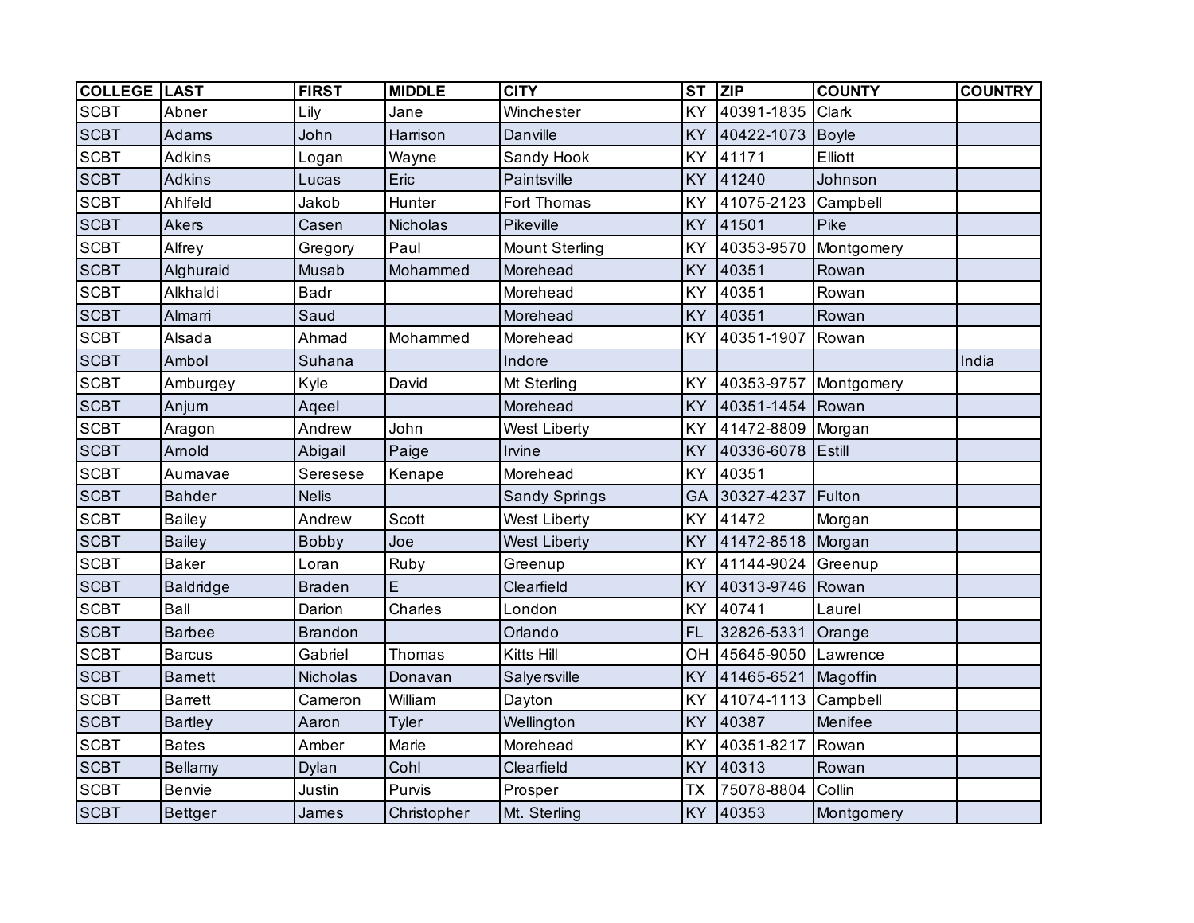| COLLEGE | LAST | FIRST | MIDDLE | CITY | ST | ZIP | COUNTY | COUNTRY |
|---|---|---|---|---|---|---|---|---|
| SCBT | Abner | Lily | Jane | Winchester | KY | 40391-1835 | Clark | |
| SCBT | Adams | John | Harrison | Danville | KY | 40422-1073 | Boyle | |
| SCBT | Adkins | Logan | Wayne | Sandy Hook | KY | 41171 | Elliott | |
| SCBT | Adkins | Lucas | Eric | Paintsville | KY | 41240 | Johnson | |
| SCBT | Ahlfeld | Jakob | Hunter | Fort Thomas | KY | 41075-2123 | Campbell | |
| SCBT | Akers | Casen | Nicholas | Pikeville | KY | 41501 | Pike | |
| SCBT | Alfrey | Gregory | Paul | Mount Sterling | KY | 40353-9570 | Montgomery | |
| SCBT | Alghuraid | Musab | Mohammed | Morehead | KY | 40351 | Rowan | |
| SCBT | Alkhaldi | Badr | | Morehead | KY | 40351 | Rowan | |
| SCBT | Almarri | Saud | | Morehead | KY | 40351 | Rowan | |
| SCBT | Alsada | Ahmad | Mohammed | Morehead | KY | 40351-1907 | Rowan | |
| SCBT | Ambol | Suhana | | Indore | | | | India |
| SCBT | Amburgey | Kyle | David | Mt Sterling | KY | 40353-9757 | Montgomery | |
| SCBT | Anjum | Aqeel | | Morehead | KY | 40351-1454 | Rowan | |
| SCBT | Aragon | Andrew | John | West Liberty | KY | 41472-8809 | Morgan | |
| SCBT | Arnold | Abigail | Paige | Irvine | KY | 40336-6078 | Estill | |
| SCBT | Aumavae | Seresese | Kenape | Morehead | KY | 40351 | | |
| SCBT | Bahder | Nelis | | Sandy Springs | GA | 30327-4237 | Fulton | |
| SCBT | Bailey | Andrew | Scott | West Liberty | KY | 41472 | Morgan | |
| SCBT | Bailey | Bobby | Joe | West Liberty | KY | 41472-8518 | Morgan | |
| SCBT | Baker | Loran | Ruby | Greenup | KY | 41144-9024 | Greenup | |
| SCBT | Baldridge | Braden | E | Clearfield | KY | 40313-9746 | Rowan | |
| SCBT | Ball | Darion | Charles | London | KY | 40741 | Laurel | |
| SCBT | Barbee | Brandon | | Orlando | FL | 32826-5331 | Orange | |
| SCBT | Barcus | Gabriel | Thomas | Kitts Hill | OH | 45645-9050 | Lawrence | |
| SCBT | Barnett | Nicholas | Donavan | Salyersville | KY | 41465-6521 | Magoffin | |
| SCBT | Barrett | Cameron | William | Dayton | KY | 41074-1113 | Campbell | |
| SCBT | Bartley | Aaron | Tyler | Wellington | KY | 40387 | Menifee | |
| SCBT | Bates | Amber | Marie | Morehead | KY | 40351-8217 | Rowan | |
| SCBT | Bellamy | Dylan | Cohl | Clearfield | KY | 40313 | Rowan | |
| SCBT | Benvie | Justin | Purvis | Prosper | TX | 75078-8804 | Collin | |
| SCBT | Bettger | James | Christopher | Mt. Sterling | KY | 40353 | Montgomery | |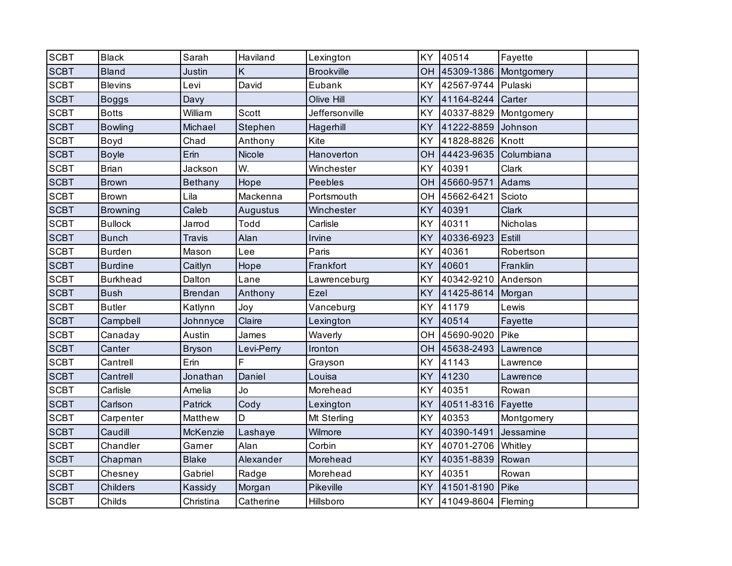| | | | | | | | | |
|---|---|---|---|---|---|---|---|---|
| SCBT | Black | Sarah | Haviland | Lexington | KY | 40514 | Fayette | |
| SCBT | Bland | Justin | K | Brookville | OH | 45309-1386 | Montgomery | |
| SCBT | Blevins | Levi | David | Eubank | KY | 42567-9744 | Pulaski | |
| SCBT | Boggs | Davy | | Olive Hill | KY | 41164-8244 | Carter | |
| SCBT | Botts | William | Scott | Jeffersonville | KY | 40337-8829 | Montgomery | |
| SCBT | Bowling | Michael | Stephen | Hagerhill | KY | 41222-8859 | Johnson | |
| SCBT | Boyd | Chad | Anthony | Kite | KY | 41828-8826 | Knott | |
| SCBT | Boyle | Erin | Nicole | Hanoverton | OH | 44423-9635 | Columbiana | |
| SCBT | Brian | Jackson | W. | Winchester | KY | 40391 | Clark | |
| SCBT | Brown | Bethany | Hope | Peebles | OH | 45660-9571 | Adams | |
| SCBT | Brown | Lila | Mackenna | Portsmouth | OH | 45662-6421 | Scioto | |
| SCBT | Browning | Caleb | Augustus | Winchester | KY | 40391 | Clark | |
| SCBT | Bullock | Jarrod | Todd | Carlisle | KY | 40311 | Nicholas | |
| SCBT | Bunch | Travis | Alan | Irvine | KY | 40336-6923 | Estill | |
| SCBT | Burden | Mason | Lee | Paris | KY | 40361 | Robertson | |
| SCBT | Burdine | Caitlyn | Hope | Frankfort | KY | 40601 | Franklin | |
| SCBT | Burkhead | Dalton | Lane | Lawrenceburg | KY | 40342-9210 | Anderson | |
| SCBT | Bush | Brendan | Anthony | Ezel | KY | 41425-8614 | Morgan | |
| SCBT | Butler | Katlynn | Joy | Vanceburg | KY | 41179 | Lewis | |
| SCBT | Campbell | Johnnyce | Claire | Lexington | KY | 40514 | Fayette | |
| SCBT | Canaday | Austin | James | Waverly | OH | 45690-9020 | Pike | |
| SCBT | Canter | Bryson | Levi-Perry | Ironton | OH | 45638-2493 | Lawrence | |
| SCBT | Cantrell | Erin | F | Grayson | KY | 41143 | Lawrence | |
| SCBT | Cantrell | Jonathan | Daniel | Louisa | KY | 41230 | Lawrence | |
| SCBT | Carlisle | Amelia | Jo | Morehead | KY | 40351 | Rowan | |
| SCBT | Carlson | Patrick | Cody | Lexington | KY | 40511-8316 | Fayette | |
| SCBT | Carpenter | Matthew | D | Mt Sterling | KY | 40353 | Montgomery | |
| SCBT | Caudill | McKenzie | Lashaye | Wilmore | KY | 40390-1491 | Jessamine | |
| SCBT | Chandler | Garner | Alan | Corbin | KY | 40701-2706 | Whitley | |
| SCBT | Chapman | Blake | Alexander | Morehead | KY | 40351-8839 | Rowan | |
| SCBT | Chesney | Gabriel | Radge | Morehead | KY | 40351 | Rowan | |
| SCBT | Childers | Kassidy | Morgan | Pikeville | KY | 41501-8190 | Pike | |
| SCBT | Childs | Christina | Catherine | Hillsboro | KY | 41049-8604 | Fleming | |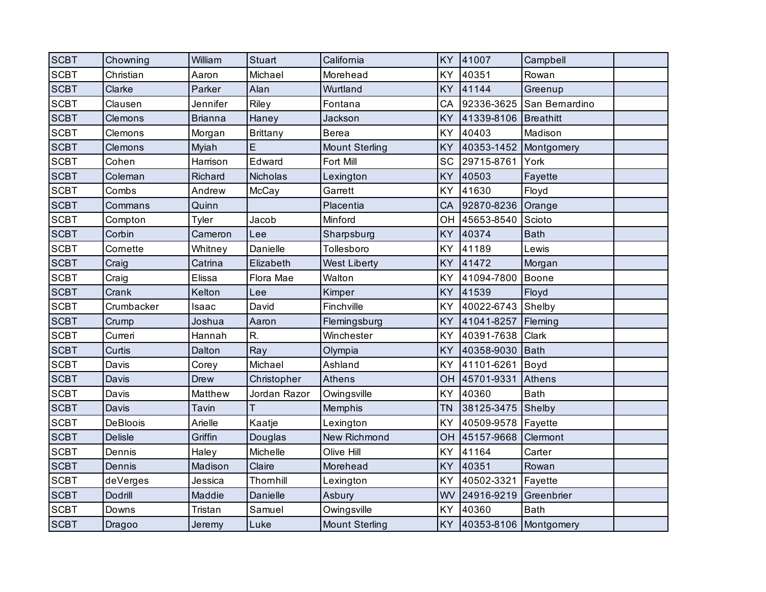| | | | | | | | | |
|---|---|---|---|---|---|---|---|---|
| SCBT | Chowning | William | Stuart | California | KY | 41007 | Campbell | |
| SCBT | Christian | Aaron | Michael | Morehead | KY | 40351 | Rowan | |
| SCBT | Clarke | Parker | Alan | Wurtland | KY | 41144 | Greenup | |
| SCBT | Clausen | Jennifer | Riley | Fontana | CA | 92336-3625 | San Bernardino | |
| SCBT | Clemons | Brianna | Haney | Jackson | KY | 41339-8106 | Breathitt | |
| SCBT | Clemons | Morgan | Brittany | Berea | KY | 40403 | Madison | |
| SCBT | Clemons | Myiah | E | Mount Sterling | KY | 40353-1452 | Montgomery | |
| SCBT | Cohen | Harrison | Edward | Fort Mill | SC | 29715-8761 | York | |
| SCBT | Coleman | Richard | Nicholas | Lexington | KY | 40503 | Fayette | |
| SCBT | Combs | Andrew | McCay | Garrett | KY | 41630 | Floyd | |
| SCBT | Commans | Quinn | | Placentia | CA | 92870-8236 | Orange | |
| SCBT | Compton | Tyler | Jacob | Minford | OH | 45653-8540 | Scioto | |
| SCBT | Corbin | Cameron | Lee | Sharpsburg | KY | 40374 | Bath | |
| SCBT | Cornette | Whitney | Danielle | Tollesboro | KY | 41189 | Lewis | |
| SCBT | Craig | Catrina | Elizabeth | West Liberty | KY | 41472 | Morgan | |
| SCBT | Craig | Elissa | Flora Mae | Walton | KY | 41094-7800 | Boone | |
| SCBT | Crank | Kelton | Lee | Kimper | KY | 41539 | Floyd | |
| SCBT | Crumbacker | Isaac | David | Finchville | KY | 40022-6743 | Shelby | |
| SCBT | Crump | Joshua | Aaron | Flemingsburg | KY | 41041-8257 | Fleming | |
| SCBT | Curreri | Hannah | R. | Winchester | KY | 40391-7638 | Clark | |
| SCBT | Curtis | Dalton | Ray | Olympia | KY | 40358-9030 | Bath | |
| SCBT | Davis | Corey | Michael | Ashland | KY | 41101-6261 | Boyd | |
| SCBT | Davis | Drew | Christopher | Athens | OH | 45701-9331 | Athens | |
| SCBT | Davis | Matthew | Jordan Razor | Owingsville | KY | 40360 | Bath | |
| SCBT | Davis | Tavin | T | Memphis | TN | 38125-3475 | Shelby | |
| SCBT | DeBloois | Arielle | Kaatje | Lexington | KY | 40509-9578 | Fayette | |
| SCBT | Delisle | Griffin | Douglas | New Richmond | OH | 45157-9668 | Clermont | |
| SCBT | Dennis | Haley | Michelle | Olive Hill | KY | 41164 | Carter | |
| SCBT | Dennis | Madison | Claire | Morehead | KY | 40351 | Rowan | |
| SCBT | deVerges | Jessica | Thornhill | Lexington | KY | 40502-3321 | Fayette | |
| SCBT | Dodrill | Maddie | Danielle | Asbury | WV | 24916-9219 | Greenbrier | |
| SCBT | Downs | Tristan | Samuel | Owingsville | KY | 40360 | Bath | |
| SCBT | Dragoo | Jeremy | Luke | Mount Sterling | KY | 40353-8106 | Montgomery | |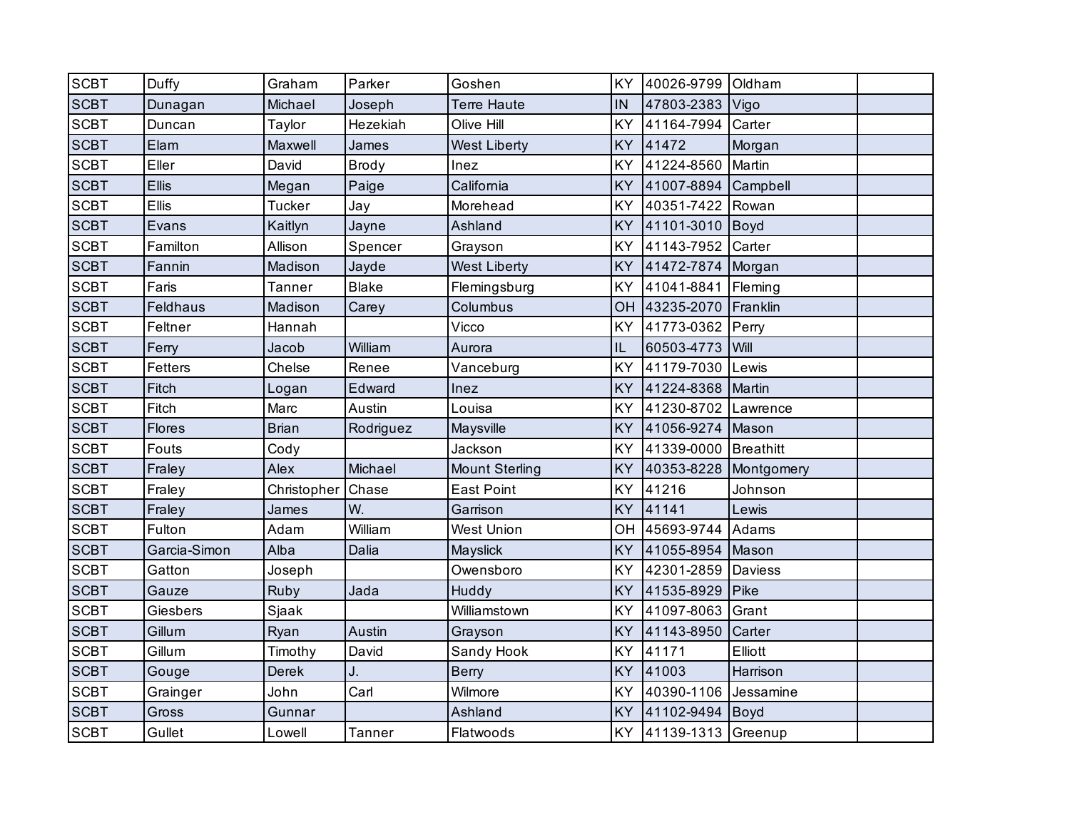| | | | | | | | | |
|---|---|---|---|---|---|---|---|---|
| SCBT | Duffy | Graham | Parker | Goshen | KY | 40026-9799 | Oldham | |
| SCBT | Dunagan | Michael | Joseph | Terre Haute | IN | 47803-2383 | Vigo | |
| SCBT | Duncan | Taylor | Hezekiah | Olive Hill | KY | 41164-7994 | Carter | |
| SCBT | Elam | Maxwell | James | West Liberty | KY | 41472 | Morgan | |
| SCBT | Eller | David | Brody | Inez | KY | 41224-8560 | Martin | |
| SCBT | Ellis | Megan | Paige | California | KY | 41007-8894 | Campbell | |
| SCBT | Ellis | Tucker | Jay | Morehead | KY | 40351-7422 | Rowan | |
| SCBT | Evans | Kaitlyn | Jayne | Ashland | KY | 41101-3010 | Boyd | |
| SCBT | Familton | Allison | Spencer | Grayson | KY | 41143-7952 | Carter | |
| SCBT | Fannin | Madison | Jayde | West Liberty | KY | 41472-7874 | Morgan | |
| SCBT | Faris | Tanner | Blake | Flemingsburg | KY | 41041-8841 | Fleming | |
| SCBT | Feldhaus | Madison | Carey | Columbus | OH | 43235-2070 | Franklin | |
| SCBT | Feltner | Hannah | | Vicco | KY | 41773-0362 | Perry | |
| SCBT | Ferry | Jacob | William | Aurora | IL | 60503-4773 | Will | |
| SCBT | Fetters | Chelse | Renee | Vanceburg | KY | 41179-7030 | Lewis | |
| SCBT | Fitch | Logan | Edward | Inez | KY | 41224-8368 | Martin | |
| SCBT | Fitch | Marc | Austin | Louisa | KY | 41230-8702 | Lawrence | |
| SCBT | Flores | Brian | Rodriguez | Maysville | KY | 41056-9274 | Mason | |
| SCBT | Fouts | Cody | | Jackson | KY | 41339-0000 | Breathitt | |
| SCBT | Fraley | Alex | Michael | Mount Sterling | KY | 40353-8228 | Montgomery | |
| SCBT | Fraley | Christopher | Chase | East Point | KY | 41216 | Johnson | |
| SCBT | Fraley | James | W. | Garrison | KY | 41141 | Lewis | |
| SCBT | Fulton | Adam | William | West Union | OH | 45693-9744 | Adams | |
| SCBT | Garcia-Simon | Alba | Dalia | Mayslick | KY | 41055-8954 | Mason | |
| SCBT | Gatton | Joseph | | Owensboro | KY | 42301-2859 | Daviess | |
| SCBT | Gauze | Ruby | Jada | Huddy | KY | 41535-8929 | Pike | |
| SCBT | Giesbers | Sjaak | | Williamstown | KY | 41097-8063 | Grant | |
| SCBT | Gillum | Ryan | Austin | Grayson | KY | 41143-8950 | Carter | |
| SCBT | Gillum | Timothy | David | Sandy Hook | KY | 41171 | Elliott | |
| SCBT | Gouge | Derek | J. | Berry | KY | 41003 | Harrison | |
| SCBT | Grainger | John | Carl | Wilmore | KY | 40390-1106 | Jessamine | |
| SCBT | Gross | Gunnar | | Ashland | KY | 41102-9494 | Boyd | |
| SCBT | Gullet | Lowell | Tanner | Flatwoods | KY | 41139-1313 | Greenup | |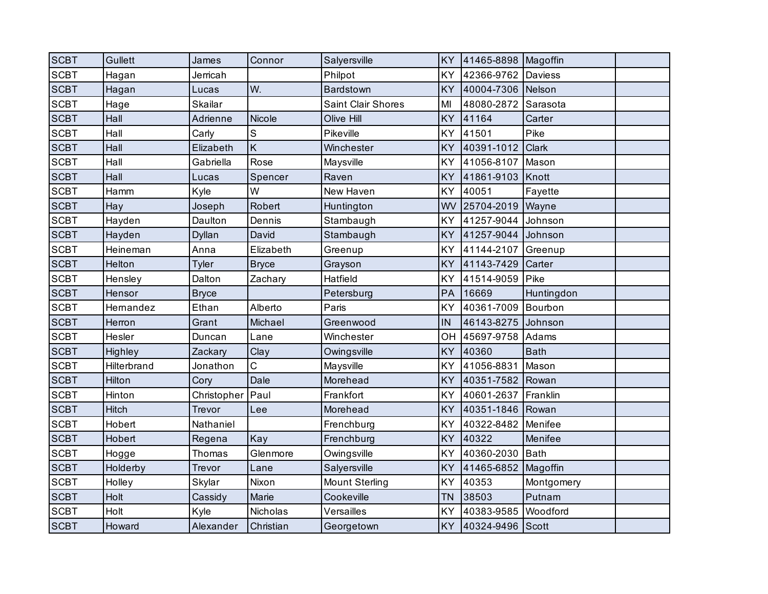| SCBT | Gullett | James | Connor | Salyersville | KY | 41465-8898 | Magoffin | |
|---|---|---|---|---|---|---|---|---|
| SCBT | Hagan | Jerricah | | Philpot | KY | 42366-9762 | Daviess | |
| SCBT | Hagan | Lucas | W. | Bardstown | KY | 40004-7306 | Nelson | |
| SCBT | Hage | Skailar | | Saint Clair Shores | MI | 48080-2872 | Sarasota | |
| SCBT | Hall | Adrienne | Nicole | Olive Hill | KY | 41164 | Carter | |
| SCBT | Hall | Carly | S | Pikeville | KY | 41501 | Pike | |
| SCBT | Hall | Elizabeth | K | Winchester | KY | 40391-1012 | Clark | |
| SCBT | Hall | Gabriella | Rose | Maysville | KY | 41056-8107 | Mason | |
| SCBT | Hall | Lucas | Spencer | Raven | KY | 41861-9103 | Knott | |
| SCBT | Hamm | Kyle | W | New Haven | KY | 40051 | Fayette | |
| SCBT | Hay | Joseph | Robert | Huntington | WV | 25704-2019 | Wayne | |
| SCBT | Hayden | Daulton | Dennis | Stambaugh | KY | 41257-9044 | Johnson | |
| SCBT | Hayden | Dyllan | David | Stambaugh | KY | 41257-9044 | Johnson | |
| SCBT | Heineman | Anna | Elizabeth | Greenup | KY | 41144-2107 | Greenup | |
| SCBT | Helton | Tyler | Bryce | Grayson | KY | 41143-7429 | Carter | |
| SCBT | Hensley | Dalton | Zachary | Hatfield | KY | 41514-9059 | Pike | |
| SCBT | Hensor | Bryce | | Petersburg | PA | 16669 | Huntingdon | |
| SCBT | Hernandez | Ethan | Alberto | Paris | KY | 40361-7009 | Bourbon | |
| SCBT | Herron | Grant | Michael | Greenwood | IN | 46143-8275 | Johnson | |
| SCBT | Hesler | Duncan | Lane | Winchester | OH | 45697-9758 | Adams | |
| SCBT | Highley | Zackary | Clay | Owingsville | KY | 40360 | Bath | |
| SCBT | Hilterbrand | Jonathon | C | Maysville | KY | 41056-8831 | Mason | |
| SCBT | Hilton | Cory | Dale | Morehead | KY | 40351-7582 | Rowan | |
| SCBT | Hinton | Christopher | Paul | Frankfort | KY | 40601-2637 | Franklin | |
| SCBT | Hitch | Trevor | Lee | Morehead | KY | 40351-1846 | Rowan | |
| SCBT | Hobert | Nathaniel | | Frenchburg | KY | 40322-8482 | Menifee | |
| SCBT | Hobert | Regena | Kay | Frenchburg | KY | 40322 | Menifee | |
| SCBT | Hogge | Thomas | Glenmore | Owingsville | KY | 40360-2030 | Bath | |
| SCBT | Holderby | Trevor | Lane | Salyersville | KY | 41465-6852 | Magoffin | |
| SCBT | Holley | Skylar | Nixon | Mount Sterling | KY | 40353 | Montgomery | |
| SCBT | Holt | Cassidy | Marie | Cookeville | TN | 38503 | Putnam | |
| SCBT | Holt | Kyle | Nicholas | Versailles | KY | 40383-9585 | Woodford | |
| SCBT | Howard | Alexander | Christian | Georgetown | KY | 40324-9496 | Scott | |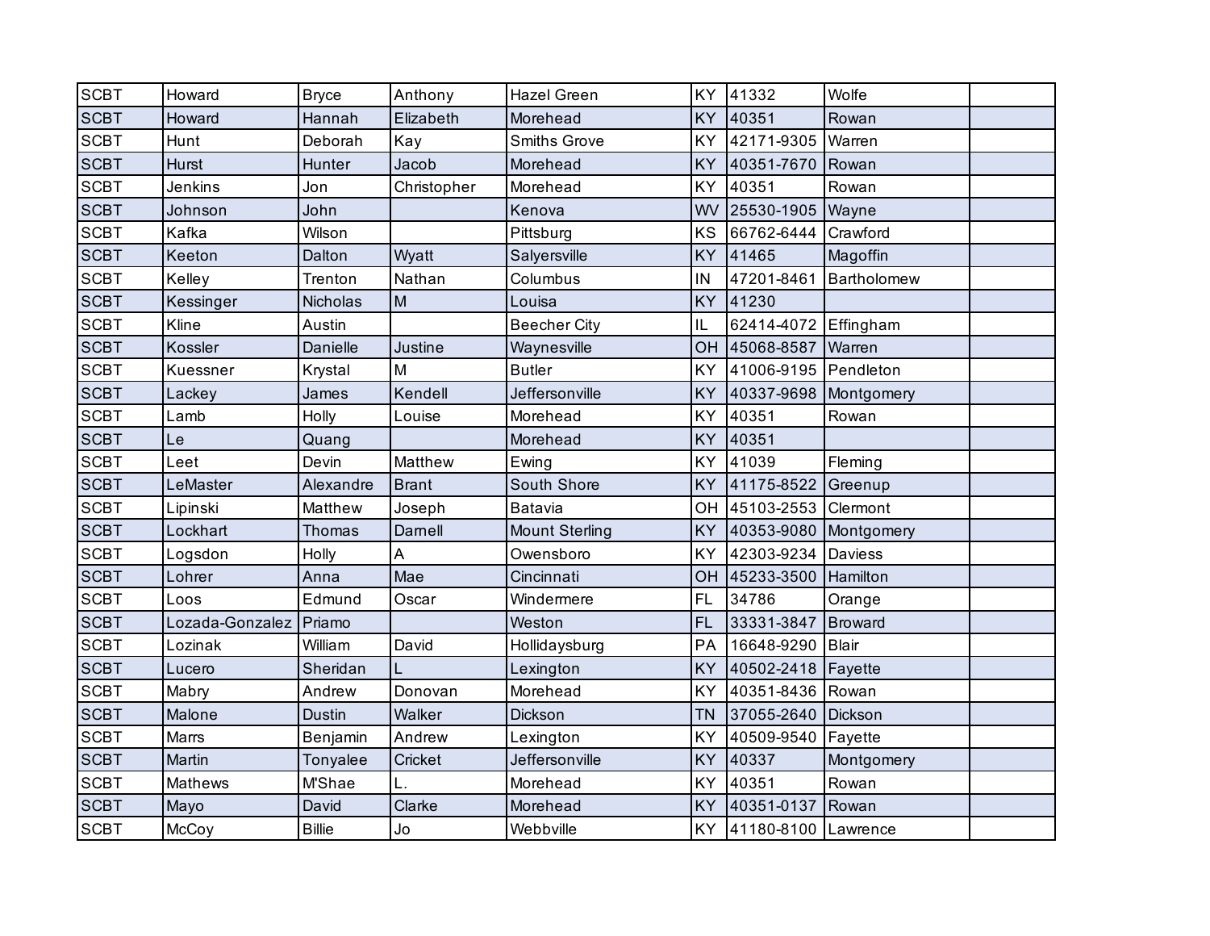| | | | | | | | | |
|---|---|---|---|---|---|---|---|---|
| SCBT | Howard | Bryce | Anthony | Hazel Green | KY | 41332 | Wolfe | |
| SCBT | Howard | Hannah | Elizabeth | Morehead | KY | 40351 | Rowan | |
| SCBT | Hunt | Deborah | Kay | Smiths Grove | KY | 42171-9305 | Warren | |
| SCBT | Hurst | Hunter | Jacob | Morehead | KY | 40351-7670 | Rowan | |
| SCBT | Jenkins | Jon | Christopher | Morehead | KY | 40351 | Rowan | |
| SCBT | Johnson | John | | Kenova | WV | 25530-1905 | Wayne | |
| SCBT | Kafka | Wilson | | Pittsburg | KS | 66762-6444 | Crawford | |
| SCBT | Keeton | Dalton | Wyatt | Salyersville | KY | 41465 | Magoffin | |
| SCBT | Kelley | Trenton | Nathan | Columbus | IN | 47201-8461 | Bartholomew | |
| SCBT | Kessinger | Nicholas | M | Louisa | KY | 41230 | | |
| SCBT | Kline | Austin | | Beecher City | IL | 62414-4072 | Effingham | |
| SCBT | Kossler | Danielle | Justine | Waynesville | OH | 45068-8587 | Warren | |
| SCBT | Kuessner | Krystal | M | Butler | KY | 41006-9195 | Pendleton | |
| SCBT | Lackey | James | Kendell | Jeffersonville | KY | 40337-9698 | Montgomery | |
| SCBT | Lamb | Holly | Louise | Morehead | KY | 40351 | Rowan | |
| SCBT | Le | Quang | | Morehead | KY | 40351 | | |
| SCBT | Leet | Devin | Matthew | Ewing | KY | 41039 | Fleming | |
| SCBT | LeMaster | Alexandre | Brant | South Shore | KY | 41175-8522 | Greenup | |
| SCBT | Lipinski | Matthew | Joseph | Batavia | OH | 45103-2553 | Clermont | |
| SCBT | Lockhart | Thomas | Darnell | Mount Sterling | KY | 40353-9080 | Montgomery | |
| SCBT | Logsdon | Holly | A | Owensboro | KY | 42303-9234 | Daviess | |
| SCBT | Lohrer | Anna | Mae | Cincinnati | OH | 45233-3500 | Hamilton | |
| SCBT | Loos | Edmund | Oscar | Windermere | FL | 34786 | Orange | |
| SCBT | Lozada-Gonzalez | Priamo | | Weston | FL | 33331-3847 | Broward | |
| SCBT | Lozinak | William | David | Hollidaysburg | PA | 16648-9290 | Blair | |
| SCBT | Lucero | Sheridan | L | Lexington | KY | 40502-2418 | Fayette | |
| SCBT | Mabry | Andrew | Donovan | Morehead | KY | 40351-8436 | Rowan | |
| SCBT | Malone | Dustin | Walker | Dickson | TN | 37055-2640 | Dickson | |
| SCBT | Marrs | Benjamin | Andrew | Lexington | KY | 40509-9540 | Fayette | |
| SCBT | Martin | Tonyalee | Cricket | Jeffersonville | KY | 40337 | Montgomery | |
| SCBT | Mathews | M'Shae | L. | Morehead | KY | 40351 | Rowan | |
| SCBT | Mayo | David | Clarke | Morehead | KY | 40351-0137 | Rowan | |
| SCBT | McCoy | Billie | Jo | Webbville | KY | 41180-8100 | Lawrence | |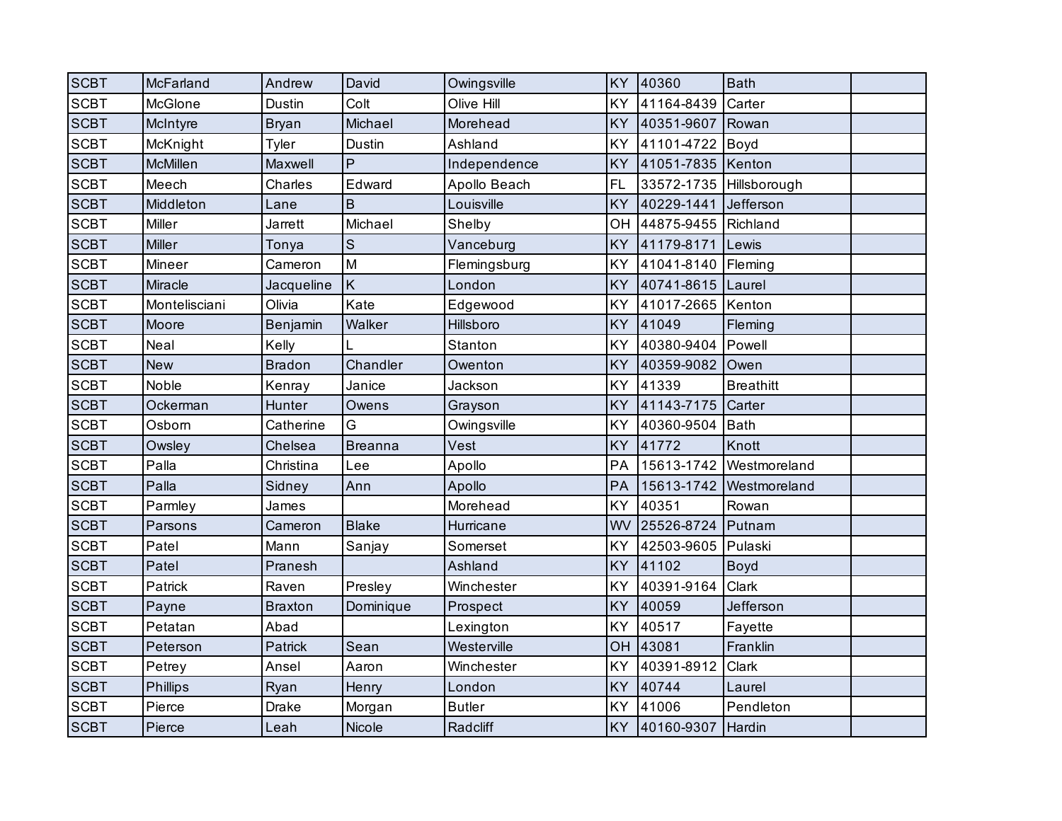| | | | | | | | | |
|---|---|---|---|---|---|---|---|---|
| SCBT | McFarland | Andrew | David | Owingsville | KY | 40360 | Bath | |
| SCBT | McGlone | Dustin | Colt | Olive Hill | KY | 41164-8439 | Carter | |
| SCBT | McIntyre | Bryan | Michael | Morehead | KY | 40351-9607 | Rowan | |
| SCBT | McKnight | Tyler | Dustin | Ashland | KY | 41101-4722 | Boyd | |
| SCBT | McMillen | Maxwell | P | Independence | KY | 41051-7835 | Kenton | |
| SCBT | Meech | Charles | Edward | Apollo Beach | FL | 33572-1735 | Hillsborough | |
| SCBT | Middleton | Lane | B | Louisville | KY | 40229-1441 | Jefferson | |
| SCBT | Miller | Jarrett | Michael | Shelby | OH | 44875-9455 | Richland | |
| SCBT | Miller | Tonya | S | Vanceburg | KY | 41179-8171 | Lewis | |
| SCBT | Mineer | Cameron | M | Flemingsburg | KY | 41041-8140 | Fleming | |
| SCBT | Miracle | Jacqueline | K | London | KY | 40741-8615 | Laurel | |
| SCBT | Montelisciani | Olivia | Kate | Edgewood | KY | 41017-2665 | Kenton | |
| SCBT | Moore | Benjamin | Walker | Hillsboro | KY | 41049 | Fleming | |
| SCBT | Neal | Kelly | L | Stanton | KY | 40380-9404 | Powell | |
| SCBT | New | Bradon | Chandler | Owenton | KY | 40359-9082 | Owen | |
| SCBT | Noble | Kenray | Janice | Jackson | KY | 41339 | Breathitt | |
| SCBT | Ockerman | Hunter | Owens | Grayson | KY | 41143-7175 | Carter | |
| SCBT | Osborn | Catherine | G | Owingsville | KY | 40360-9504 | Bath | |
| SCBT | Owsley | Chelsea | Breanna | Vest | KY | 41772 | Knott | |
| SCBT | Palla | Christina | Lee | Apollo | PA | 15613-1742 | Westmoreland | |
| SCBT | Palla | Sidney | Ann | Apollo | PA | 15613-1742 | Westmoreland | |
| SCBT | Parmley | James | | Morehead | KY | 40351 | Rowan | |
| SCBT | Parsons | Cameron | Blake | Hurricane | WV | 25526-8724 | Putnam | |
| SCBT | Patel | Mann | Sanjay | Somerset | KY | 42503-9605 | Pulaski | |
| SCBT | Patel | Pranesh | | Ashland | KY | 41102 | Boyd | |
| SCBT | Patrick | Raven | Presley | Winchester | KY | 40391-9164 | Clark | |
| SCBT | Payne | Braxton | Dominique | Prospect | KY | 40059 | Jefferson | |
| SCBT | Petatan | Abad | | Lexington | KY | 40517 | Fayette | |
| SCBT | Peterson | Patrick | Sean | Westerville | OH | 43081 | Franklin | |
| SCBT | Petrey | Ansel | Aaron | Winchester | KY | 40391-8912 | Clark | |
| SCBT | Phillips | Ryan | Henry | London | KY | 40744 | Laurel | |
| SCBT | Pierce | Drake | Morgan | Butler | KY | 41006 | Pendleton | |
| SCBT | Pierce | Leah | Nicole | Radcliff | KY | 40160-9307 | Hardin | |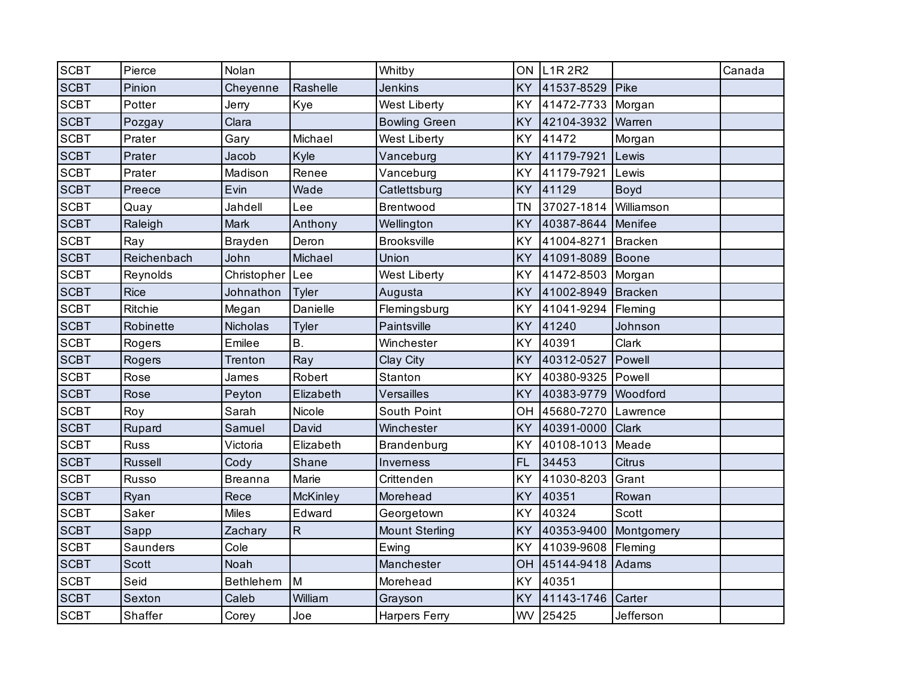| SCBT | Pierce | Nolan | | Whitby | ON | L1R 2R2 | | Canada |
|---|---|---|---|---|---|---|---|---|
| SCBT | Pinion | Cheyenne | Rashelle | Jenkins | KY | 41537-8529 | Pike | |
| SCBT | Potter | Jerry | Kye | West Liberty | KY | 41472-7733 | Morgan | |
| SCBT | Pozgay | Clara | | Bowling Green | KY | 42104-3932 | Warren | |
| SCBT | Prater | Gary | Michael | West Liberty | KY | 41472 | Morgan | |
| SCBT | Prater | Jacob | Kyle | Vanceburg | KY | 41179-7921 | Lewis | |
| SCBT | Prater | Madison | Renee | Vanceburg | KY | 41179-7921 | Lewis | |
| SCBT | Preece | Evin | Wade | Catlettsburg | KY | 41129 | Boyd | |
| SCBT | Quay | Jahdell | Lee | Brentwood | TN | 37027-1814 | Williamson | |
| SCBT | Raleigh | Mark | Anthony | Wellington | KY | 40387-8644 | Menifee | |
| SCBT | Ray | Brayden | Deron | Brooksville | KY | 41004-8271 | Bracken | |
| SCBT | Reichenbach | John | Michael | Union | KY | 41091-8089 | Boone | |
| SCBT | Reynolds | Christopher | Lee | West Liberty | KY | 41472-8503 | Morgan | |
| SCBT | Rice | Johnathon | Tyler | Augusta | KY | 41002-8949 | Bracken | |
| SCBT | Ritchie | Megan | Danielle | Flemingsburg | KY | 41041-9294 | Fleming | |
| SCBT | Robinette | Nicholas | Tyler | Paintsville | KY | 41240 | Johnson | |
| SCBT | Rogers | Emilee | B. | Winchester | KY | 40391 | Clark | |
| SCBT | Rogers | Trenton | Ray | Clay City | KY | 40312-0527 | Powell | |
| SCBT | Rose | James | Robert | Stanton | KY | 40380-9325 | Powell | |
| SCBT | Rose | Peyton | Elizabeth | Versailles | KY | 40383-9779 | Woodford | |
| SCBT | Roy | Sarah | Nicole | South Point | OH | 45680-7270 | Lawrence | |
| SCBT | Rupard | Samuel | David | Winchester | KY | 40391-0000 | Clark | |
| SCBT | Russ | Victoria | Elizabeth | Brandenburg | KY | 40108-1013 | Meade | |
| SCBT | Russell | Cody | Shane | Inverness | FL | 34453 | Citrus | |
| SCBT | Russo | Breanna | Marie | Crittenden | KY | 41030-8203 | Grant | |
| SCBT | Ryan | Rece | McKinley | Morehead | KY | 40351 | Rowan | |
| SCBT | Saker | Miles | Edward | Georgetown | KY | 40324 | Scott | |
| SCBT | Sapp | Zachary | R | Mount Sterling | KY | 40353-9400 | Montgomery | |
| SCBT | Saunders | Cole | | Ewing | KY | 41039-9608 | Fleming | |
| SCBT | Scott | Noah | | Manchester | OH | 45144-9418 | Adams | |
| SCBT | Seid | Bethlehem | M | Morehead | KY | 40351 | | |
| SCBT | Sexton | Caleb | William | Grayson | KY | 41143-1746 | Carter | |
| SCBT | Shaffer | Corey | Joe | Harpers Ferry | WV | 25425 | Jefferson | |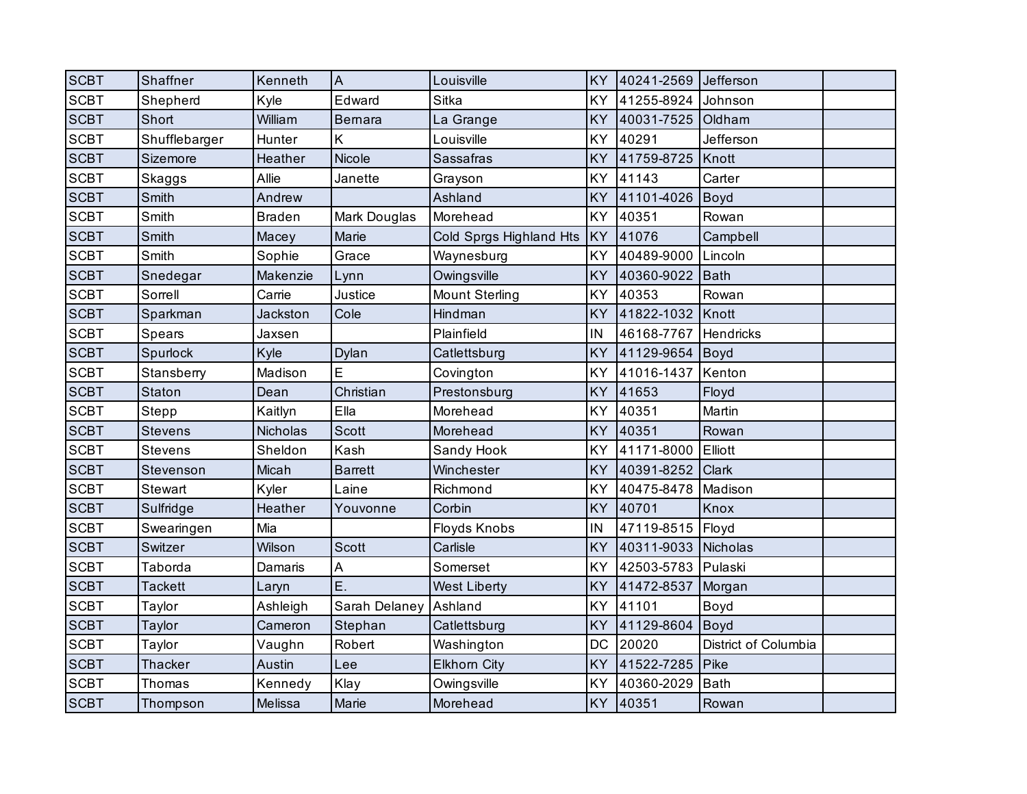| | | | | | | | | |
|---|---|---|---|---|---|---|---|---|
| SCBT | Shaffner | Kenneth | A | Louisville | KY | 40241-2569 | Jefferson | |
| SCBT | Shepherd | Kyle | Edward | Sitka | KY | 41255-8924 | Johnson | |
| SCBT | Short | William | Bernara | La Grange | KY | 40031-7525 | Oldham | |
| SCBT | Shufflebarger | Hunter | K | Louisville | KY | 40291 | Jefferson | |
| SCBT | Sizemore | Heather | Nicole | Sassafras | KY | 41759-8725 | Knott | |
| SCBT | Skaggs | Allie | Janette | Grayson | KY | 41143 | Carter | |
| SCBT | Smith | Andrew | | Ashland | KY | 41101-4026 | Boyd | |
| SCBT | Smith | Braden | Mark Douglas | Morehead | KY | 40351 | Rowan | |
| SCBT | Smith | Macey | Marie | Cold Sprgs Highland Hts | KY | 41076 | Campbell | |
| SCBT | Smith | Sophie | Grace | Waynesburg | KY | 40489-9000 | Lincoln | |
| SCBT | Snedegar | Makenzie | Lynn | Owingsville | KY | 40360-9022 | Bath | |
| SCBT | Sorrell | Carrie | Justice | Mount Sterling | KY | 40353 | Rowan | |
| SCBT | Sparkman | Jackston | Cole | Hindman | KY | 41822-1032 | Knott | |
| SCBT | Spears | Jaxsen | | Plainfield | IN | 46168-7767 | Hendricks | |
| SCBT | Spurlock | Kyle | Dylan | Catlettsburg | KY | 41129-9654 | Boyd | |
| SCBT | Stansberry | Madison | E | Covington | KY | 41016-1437 | Kenton | |
| SCBT | Staton | Dean | Christian | Prestonsburg | KY | 41653 | Floyd | |
| SCBT | Stepp | Kaitlyn | Ella | Morehead | KY | 40351 | Martin | |
| SCBT | Stevens | Nicholas | Scott | Morehead | KY | 40351 | Rowan | |
| SCBT | Stevens | Sheldon | Kash | Sandy Hook | KY | 41171-8000 | Elliott | |
| SCBT | Stevenson | Micah | Barrett | Winchester | KY | 40391-8252 | Clark | |
| SCBT | Stewart | Kyler | Laine | Richmond | KY | 40475-8478 | Madison | |
| SCBT | Sulfridge | Heather | Youvonne | Corbin | KY | 40701 | Knox | |
| SCBT | Swearingen | Mia | | Floyds Knobs | IN | 47119-8515 | Floyd | |
| SCBT | Switzer | Wilson | Scott | Carlisle | KY | 40311-9033 | Nicholas | |
| SCBT | Taborda | Damaris | A | Somerset | KY | 42503-5783 | Pulaski | |
| SCBT | Tackett | Laryn | E. | West Liberty | KY | 41472-8537 | Morgan | |
| SCBT | Taylor | Ashleigh | Sarah Delaney | Ashland | KY | 41101 | Boyd | |
| SCBT | Taylor | Cameron | Stephan | Catlettsburg | KY | 41129-8604 | Boyd | |
| SCBT | Taylor | Vaughn | Robert | Washington | DC | 20020 | District of Columbia | |
| SCBT | Thacker | Austin | Lee | Elkhorn City | KY | 41522-7285 | Pike | |
| SCBT | Thomas | Kennedy | Klay | Owingsville | KY | 40360-2029 | Bath | |
| SCBT | Thompson | Melissa | Marie | Morehead | KY | 40351 | Rowan | |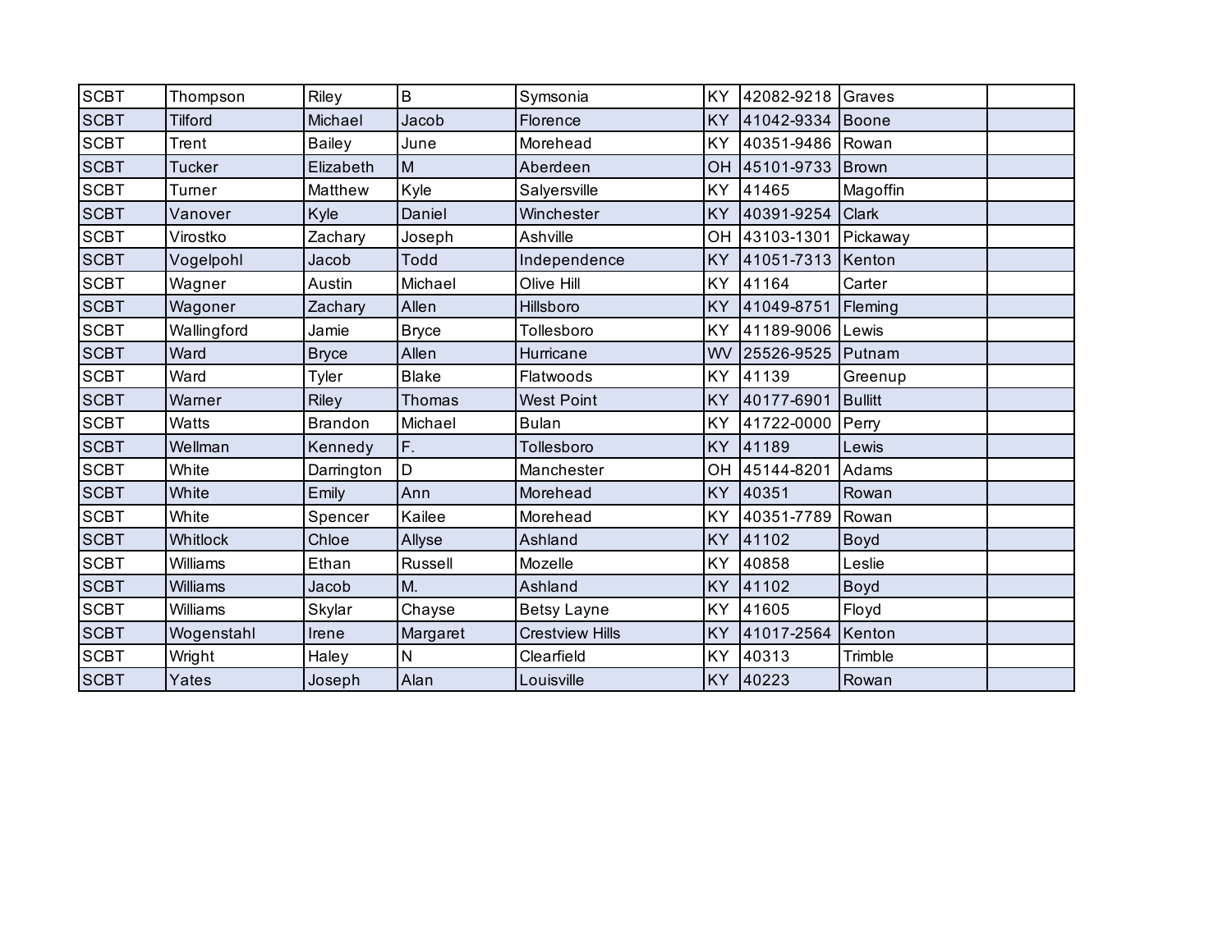| | | | | | | | | |
|---|---|---|---|---|---|---|---|---|
| SCBT | Thompson | Riley | B | Symsonia | KY | 42082-9218 | Graves | |
| SCBT | Tilford | Michael | Jacob | Florence | KY | 41042-9334 | Boone | |
| SCBT | Trent | Bailey | June | Morehead | KY | 40351-9486 | Rowan | |
| SCBT | Tucker | Elizabeth | M | Aberdeen | OH | 45101-9733 | Brown | |
| SCBT | Turner | Matthew | Kyle | Salyersville | KY | 41465 | Magoffin | |
| SCBT | Vanover | Kyle | Daniel | Winchester | KY | 40391-9254 | Clark | |
| SCBT | Virostko | Zachary | Joseph | Ashville | OH | 43103-1301 | Pickaway | |
| SCBT | Vogelpohl | Jacob | Todd | Independence | KY | 41051-7313 | Kenton | |
| SCBT | Wagner | Austin | Michael | Olive Hill | KY | 41164 | Carter | |
| SCBT | Wagoner | Zachary | Allen | Hillsboro | KY | 41049-8751 | Fleming | |
| SCBT | Wallingford | Jamie | Bryce | Tollesboro | KY | 41189-9006 | Lewis | |
| SCBT | Ward | Bryce | Allen | Hurricane | WV | 25526-9525 | Putnam | |
| SCBT | Ward | Tyler | Blake | Flatwoods | KY | 41139 | Greenup | |
| SCBT | Warner | Riley | Thomas | West Point | KY | 40177-6901 | Bullitt | |
| SCBT | Watts | Brandon | Michael | Bulan | KY | 41722-0000 | Perry | |
| SCBT | Wellman | Kennedy | F. | Tollesboro | KY | 41189 | Lewis | |
| SCBT | White | Darrington | D | Manchester | OH | 45144-8201 | Adams | |
| SCBT | White | Emily | Ann | Morehead | KY | 40351 | Rowan | |
| SCBT | White | Spencer | Kailee | Morehead | KY | 40351-7789 | Rowan | |
| SCBT | Whitlock | Chloe | Allyse | Ashland | KY | 41102 | Boyd | |
| SCBT | Williams | Ethan | Russell | Mozelle | KY | 40858 | Leslie | |
| SCBT | Williams | Jacob | M. | Ashland | KY | 41102 | Boyd | |
| SCBT | Williams | Skylar | Chayse | Betsy Layne | KY | 41605 | Floyd | |
| SCBT | Wogenstahl | Irene | Margaret | Crestview Hills | KY | 41017-2564 | Kenton | |
| SCBT | Wright | Haley | N | Clearfield | KY | 40313 | Trimble | |
| SCBT | Yates | Joseph | Alan | Louisville | KY | 40223 | Rowan | |